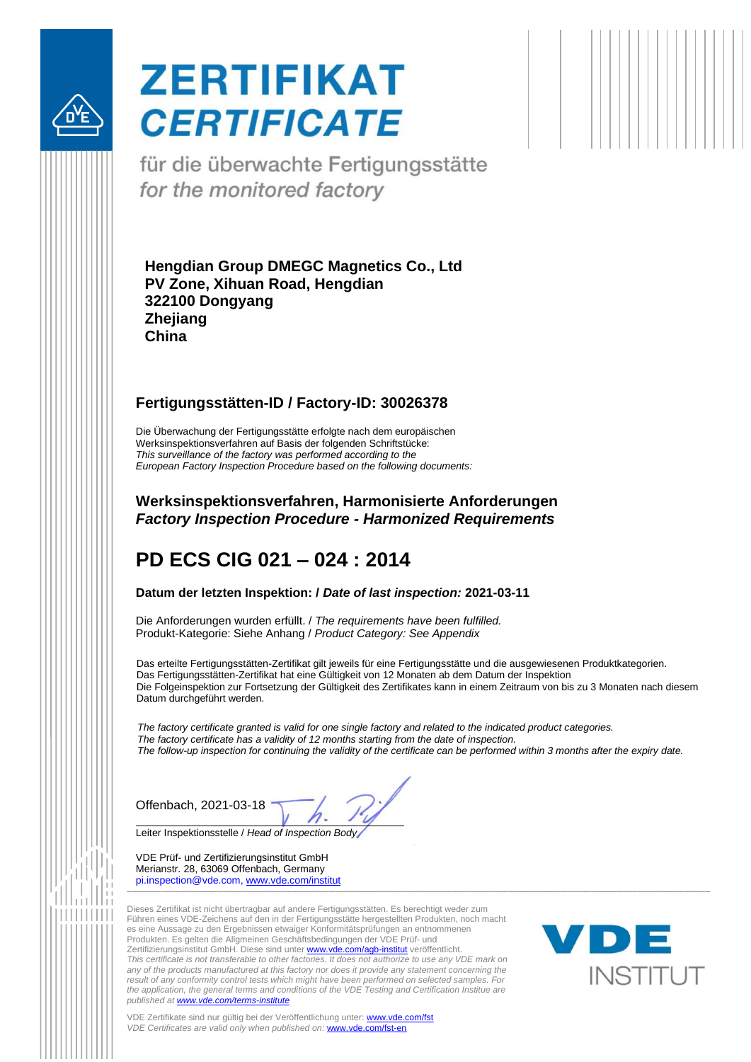# ZERTIFIKAT
# *CERTIFICATE*

für die überwachte Fertigungsstätte
*for the monitored factory*

**Hengdian Group DMEGC Magnetics Co., Ltd**
**PV Zone, Xihuan Road, Hengdian**
**322100 Dongyang**
**Zhejiang**
**China**

## Fertigungsstätten-ID / Factory-ID: 30026378

Die Überwachung der Fertigungsstätte erfolgte nach dem europäischen Werksinspektionsverfahren auf Basis der folgenden Schriftstücke:
*This surveillance of the factory was performed according to the European Factory Inspection Procedure based on the following documents:*

### Werksinspektionsverfahren, Harmonisierte Anforderungen
### *Factory Inspection Procedure - Harmonized Requirements*

## PD ECS CIG 021 – 024 : 2014

**Datum der letzten Inspektion: / *Date of last inspection:* 2021-03-11**

Die Anforderungen wurden erfüllt. / *The requirements have been fulfilled.*
Produkt-Kategorie: Siehe Anhang / *Product Category: See Appendix*

Das erteilte Fertigungsstätten-Zertifikat gilt jeweils für eine Fertigungsstätte und die ausgewiesenen Produktkategorien.
Das Fertigungsstätten-Zertifikat hat eine Gültigkeit von 12 Monaten ab dem Datum der Inspektion
Die Folgeinspektion zur Fortsetzung der Gültigkeit des Zertifikates kann in einem Zeitraum von bis zu 3 Monaten nach diesem Datum durchgeführt werden.

*The factory certificate granted is valid for one single factory and related to the indicated product categories.*
*The factory certificate has a validity of 12 months starting from the date of inspection.*
*The follow-up inspection for continuing the validity of the certificate can be performed within 3 months after the expiry date.*

Offenbach, 2021-03-18

Leiter Inspektionsstelle / *Head of Inspection Body*

VDE Prüf- und Zertifizierungsinstitut GmbH
Merianstr. 28, 63069 Offenbach, Germany
pi.inspection@vde.com, www.vde.com/institut

Dieses Zertifikat ist nicht übertragbar auf andere Fertigungsstätten. Es berechtigt weder zum Führen eines VDE-Zeichens auf den in der Fertigungsstätte hergestellten Produkten, noch macht es eine Aussage zu den Ergebnissen etwaiger Konformitätsprüfungen an entnommenen Produkten. Es gelten die Allgemeinen Geschäftsbedingungen der VDE Prüf- und Zertifizierungsinstitut GmbH. Diese sind unter www.vde.com/agb-institut veröffentlicht.
*This certificate is not transferable to other factories. It does not authorize to use any VDE mark on any of the products manufactured at this factory nor does it provide any statement concerning the result of any conformity control tests which might have been performed on selected samples. For the application, the general terms and conditions of the VDE Testing and Certification Institue are published at www.vde.com/terms-institute*

VDE INSTITUT

VDE Zertifikate sind nur gültig bei der Veröffentlichung unter: www.vde.com/fst
*VDE Certificates are valid only when published on: www.vde.com/fst-en*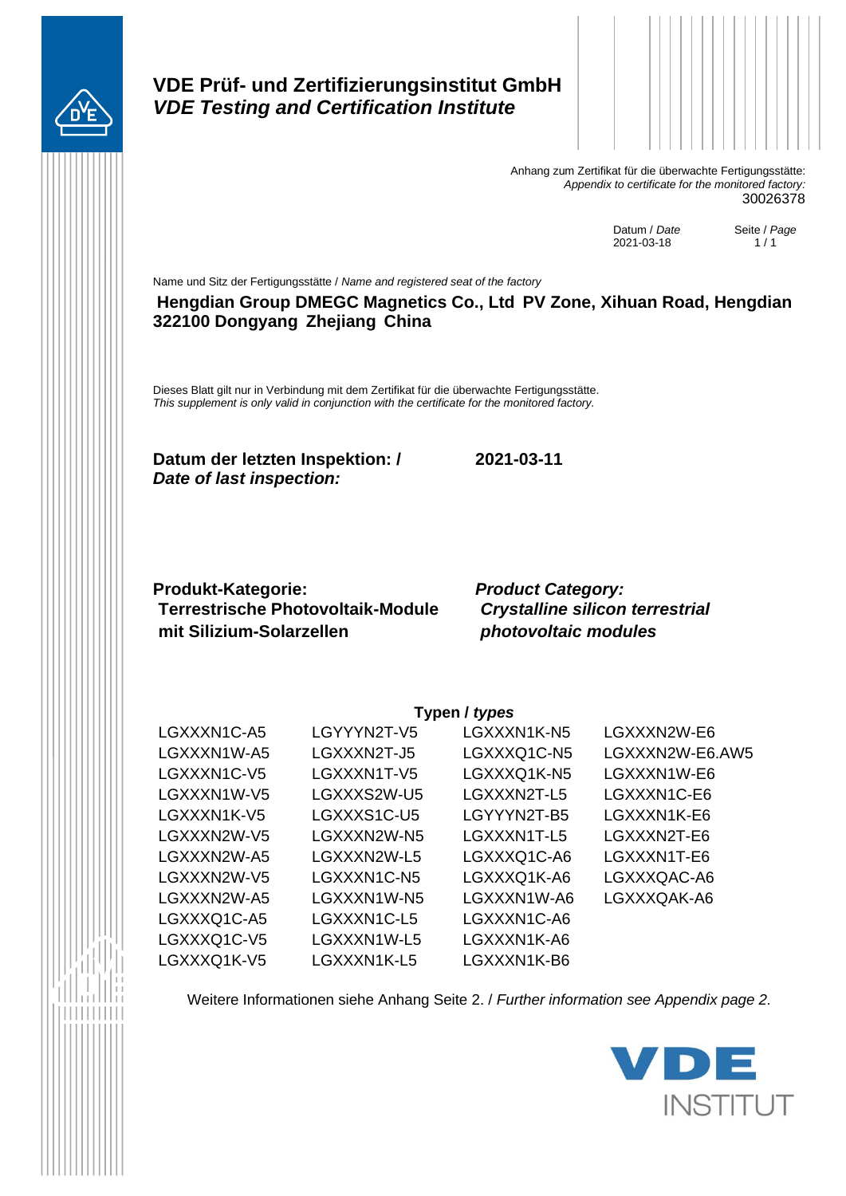# VDE Prüf- und Zertifizierungsinstitut GmbH
## *VDE Testing and Certification Institute*

Anhang zum Zertifikat für die überwachte Fertigungsstätte:
*Appendix to certificate for the monitored factory:*
30026378

Datum / *Date*
2021-03-18

Seite / *Page*
1 / 1

Name und Sitz der Fertigungsstätte / *Name and registered seat of the factory*

**Hengdian Group DMEGC Magnetics Co., Ltd PV Zone, Xihuan Road, Hengdian 322100 Dongyang Zhejiang China**

Dieses Blatt gilt nur in Verbindung mit dem Zertifikat für die überwachte Fertigungsstätte.
*This supplement is only valid in conjunction with the certificate for the monitored factory.*

**Datum der letzten Inspektion: /** ***Date of last inspection:*** **2021-03-11**

**Produkt-Kategorie:**
**Terrestrische Photovoltaik-Module mit Silizium-Solarzellen**

***Product Category:***
***Crystalline silicon terrestrial photovoltaic modules***

**Typen /** ***types***

| | | | |
|---|---|---|---|
| LGXXXN1C-A5 | LGYYYN2T-V5 | LGXXXN1K-N5 | LGXXXN2W-E6 |
| LGXXXN1W-A5 | LGXXXN2T-J5 | LGXXXQ1C-N5 | LGXXXN2W-E6.AW5 |
| LGXXXN1C-V5 | LGXXXN1T-V5 | LGXXXQ1K-N5 | LGXXXN1W-E6 |
| LGXXXN1W-V5 | LGXXXS2W-U5 | LGXXXN2T-L5 | LGXXXN1C-E6 |
| LGXXXN1K-V5 | LGXXXS1C-U5 | LGYYYN2T-B5 | LGXXXN1K-E6 |
| LGXXXN2W-V5 | LGXXXN2W-N5 | LGXXXN1T-L5 | LGXXXN2T-E6 |
| LGXXXN2W-A5 | LGXXXN2W-L5 | LGXXXQ1C-A6 | LGXXXN1T-E6 |
| LGXXXN2W-V5 | LGXXXN1C-N5 | LGXXXQ1K-A6 | LGXXXQAC-A6 |
| LGXXXN2W-A5 | LGXXXN1W-N5 | LGXXXN1W-A6 | LGXXXQAK-A6 |
| LGXXXQ1C-A5 | LGXXXN1C-L5 | LGXXXN1C-A6 | |
| LGXXXQ1C-V5 | LGXXXN1W-L5 | LGXXXN1K-A6 | |
| LGXXXQ1K-V5 | LGXXXN1K-L5 | LGXXXN1K-B6 | |

Weitere Informationen siehe Anhang Seite 2. / *Further information see Appendix page 2.*

VDE INSTITUT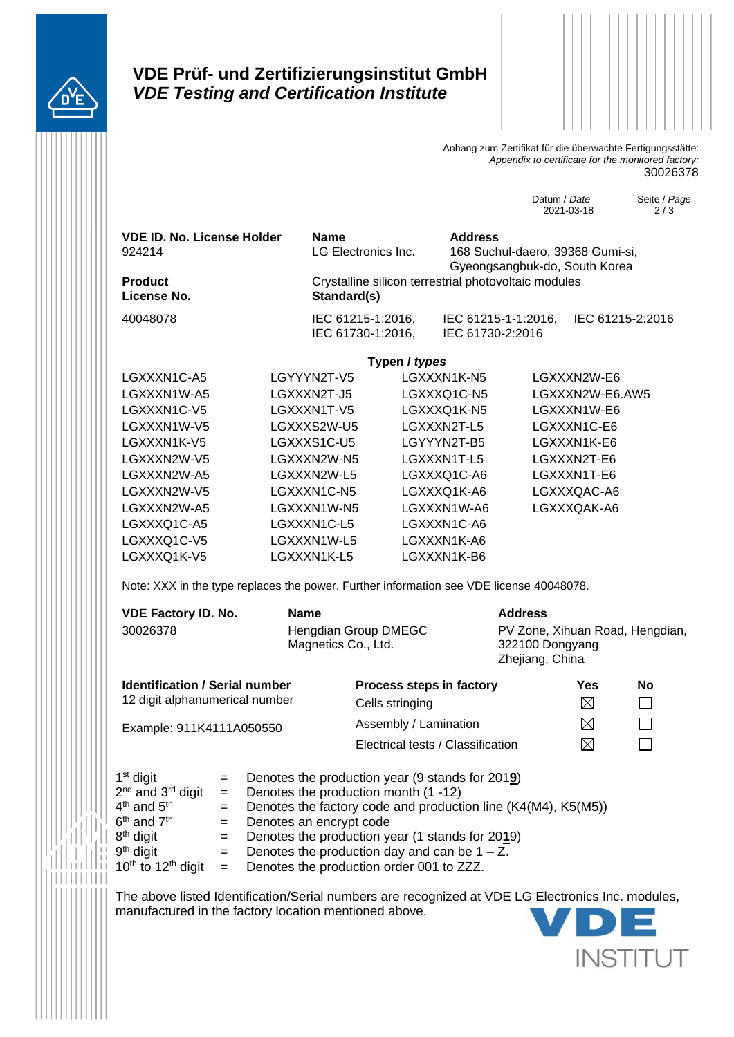# VDE Prüf- und Zertifizierungsinstitut GmbH
## *VDE Testing and Certification Institute*

Anhang zum Zertifikat für die überwachte Fertigungsstätte:
*Appendix to certificate for the monitored factory:*
30026378

Datum / *Date*
2021-03-18

Seite / *Page*
2 / 3

| **VDE ID. No. License Holder** | **Name** | **Address** |
|---|---|---|
| 924214 | LG Electronics Inc. | 168 Suchul-daero, 39368 Gumi-si, Gyeongsangbuk-do, South Korea |

**Product** Crystalline silicon terrestrial photovoltaic modules

| **License No.** | **Standard(s)** | | |
|---|---|---|---|
| 40048078 | IEC 61215-1:2016, | IEC 61215-1-1:2016, | IEC 61215-2:2016 |
| | IEC 61730-1:2016, | IEC 61730-2:2016 | |

**Typen / *types***

| | | | |
|---|---|---|---|
| LGXXXN1C-A5 | LGYYYN2T-V5 | LGXXXN1K-N5 | LGXXXN2W-E6 |
| LGXXXN1W-A5 | LGXXXN2T-J5 | LGXXXQ1C-N5 | LGXXXN2W-E6.AW5 |
| LGXXXN1C-V5 | LGXXXN1T-V5 | LGXXXQ1K-N5 | LGXXXN1W-E6 |
| LGXXXN1W-V5 | LGXXXS2W-U5 | LGXXXN2T-L5 | LGXXXN1C-E6 |
| LGXXXN1K-V5 | LGXXXS1C-U5 | LGYYYN2T-B5 | LGXXXN1K-E6 |
| LGXXXN2W-V5 | LGXXXN2W-N5 | LGXXXN1T-L5 | LGXXXN2T-E6 |
| LGXXXN2W-A5 | LGXXXN2W-L5 | LGXXXQ1C-A6 | LGXXXN1T-E6 |
| LGXXXN2W-V5 | LGXXXN1C-N5 | LGXXXQ1K-A6 | LGXXXQAC-A6 |
| LGXXXN2W-A5 | LGXXXN1W-N5 | LGXXXN1W-A6 | LGXXXQAK-A6 |
| LGXXXQ1C-A5 | LGXXXN1C-L5 | LGXXXN1C-A6 | |
| LGXXXQ1C-V5 | LGXXXN1W-L5 | LGXXXN1K-A6 | |
| LGXXXQ1K-V5 | LGXXXN1K-L5 | LGXXXN1K-B6 | |

Note: XXX in the type replaces the power. Further information see VDE license 40048078.

| **VDE Factory ID. No.** | **Name** | **Address** |
|---|---|---|
| 30026378 | Hengdian Group DMEGC Magnetics Co., Ltd. | PV Zone, Xihuan Road, Hengdian, 322100 Dongyang Zhejiang, China |

**Identification / Serial number**
12 digit alphanumeric number

Example: 911K4111A050550

| **Process steps in factory** | **Yes** | **No** |
|---|---|---|
| Cells stringing | ☒ | ☐ |
| Assembly / Lamination | ☒ | ☐ |
| Electrical tests / Classification | ☒ | ☐ |

| | | |
|---|---|---|
| 1st digit | = | Denotes the production year (9 stands for 201**9**) |
| 2nd and 3rd digit | = | Denotes the production month (1 -12) |
| 4th and 5th | = | Denotes the factory code and production line (K4(M4), K5(M5)) |
| 6th and 7th | = | Denotes an encrypt code |
| 8th digit | = | Denotes the production year (1 stands for 20**1**9) |
| 9th digit | = | Denotes the production day and can be 1 – Z. |
| 10th to 12th digit | = | Denotes the production order 001 to ZZZ. |

The above listed Identification/Serial numbers are recognized at VDE LG Electronics Inc. modules, manufactured in the factory location mentioned above.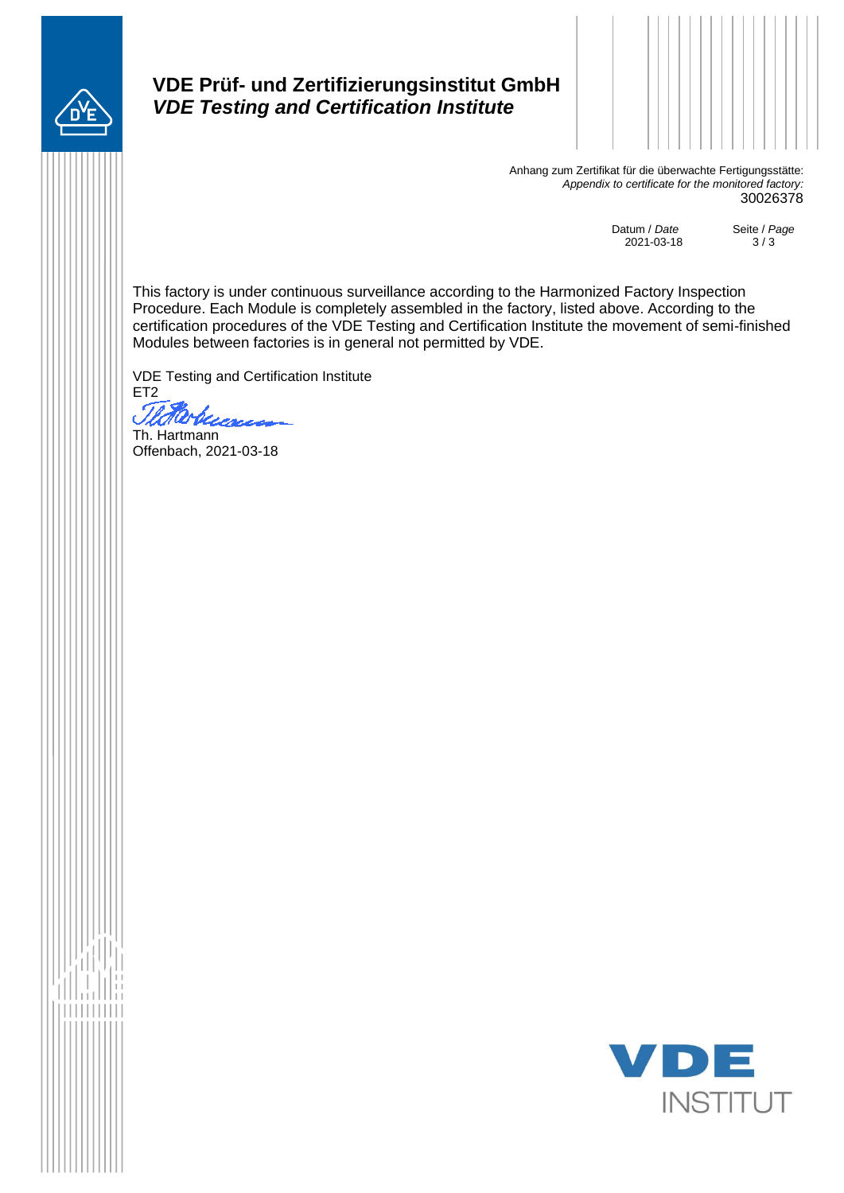# VDE Prüf- und Zertifizierungsinstitut GmbH
## *VDE Testing and Certification Institute*

Anhang zum Zertifikat für die überwachte Fertigungsstätte:
*Appendix to certificate for the monitored factory:*
30026378

| Datum / *Date* | Seite / *Page* |
| --- | --- |
| 2021-03-18 | 3 / 3 |

This factory is under continuous surveillance according to the Harmonized Factory Inspection Procedure. Each Module is completely assembled in the factory, listed above. According to the certification procedures of the VDE Testing and Certification Institute the movement of semi-finished Modules between factories is in general not permitted by VDE.

VDE Testing and Certification Institute
ET2

Th. Hartmann
Offenbach, 2021-03-18

VDE
INSTITUT